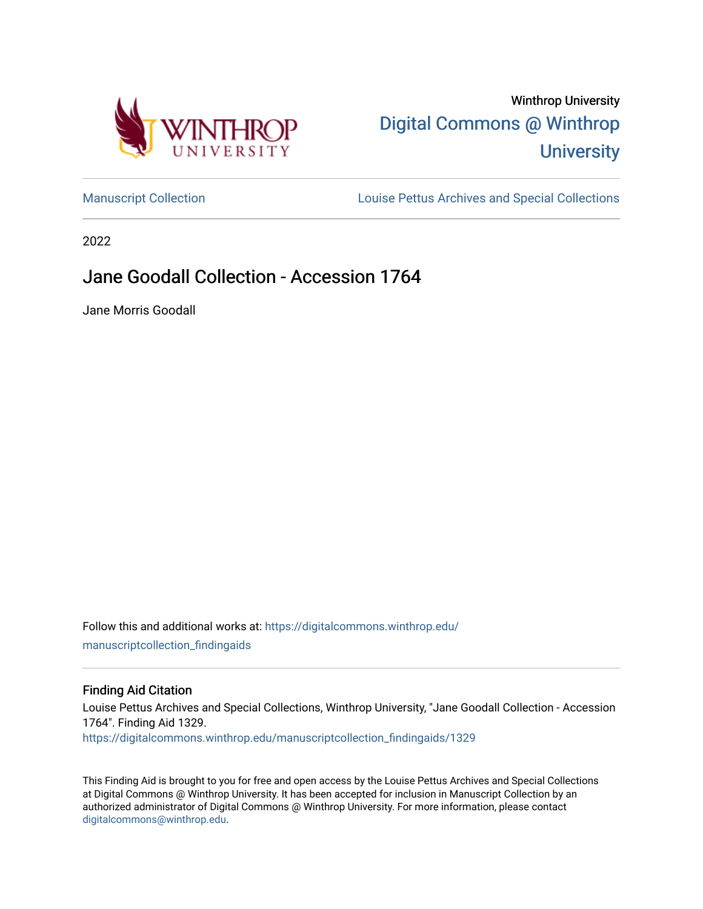Winthrop University

Digital Commons @ Winthrop University

Manuscript Collection

Louise Pettus Archives and Special Collections

2022

# Jane Goodall Collection - Accession 1764

Jane Morris Goodall

Follow this and additional works at: https://digitalcommons.winthrop.edu/manuscriptcollection_findingaids

## Finding Aid Citation

Louise Pettus Archives and Special Collections, Winthrop University, "Jane Goodall Collection - Accession 1764". Finding Aid 1329.
https://digitalcommons.winthrop.edu/manuscriptcollection_findingaids/1329

This Finding Aid is brought to you for free and open access by the Louise Pettus Archives and Special Collections at Digital Commons @ Winthrop University. It has been accepted for inclusion in Manuscript Collection by an authorized administrator of Digital Commons @ Winthrop University. For more information, please contact digitalcommons@winthrop.edu.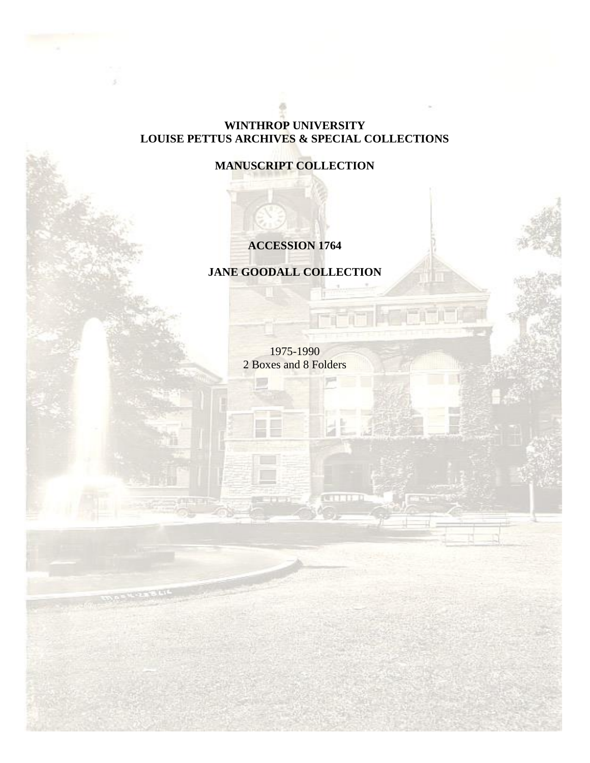**WINTHROP UNIVERSITY**
**LOUISE PETTUS ARCHIVES & SPECIAL COLLECTIONS**

**MANUSCRIPT COLLECTION**

**ACCESSION 1764**

**JANE GOODALL COLLECTION**

1975-1990
2 Boxes and 8 Folders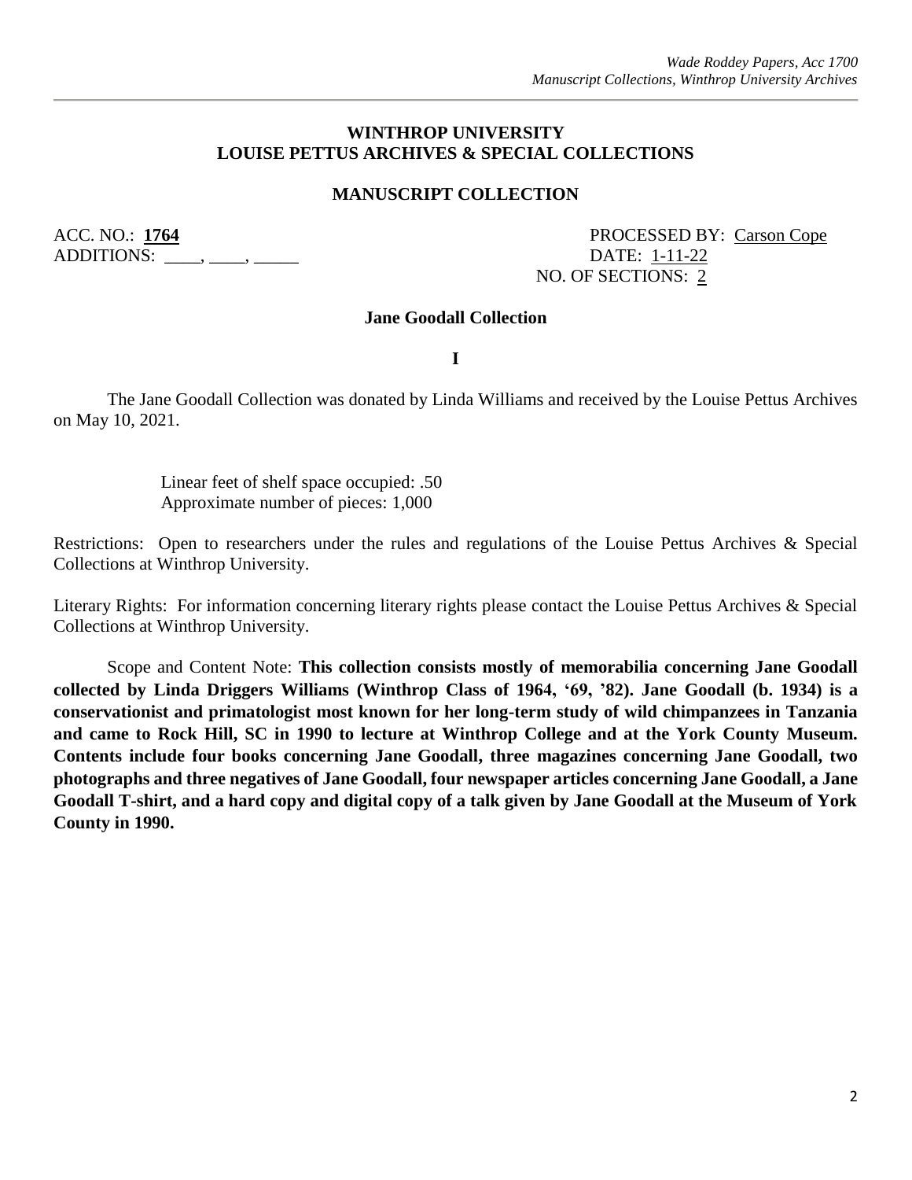**WINTHROP UNIVERSITY**
**LOUISE PETTUS ARCHIVES & SPECIAL COLLECTIONS**

**MANUSCRIPT COLLECTION**

ACC. NO.: **1764**
ADDITIONS: ____, ____, _____

PROCESSED BY: Carson Cope
DATE: 1-11-22
NO. OF SECTIONS: 2

**Jane Goodall Collection**

**I**

The Jane Goodall Collection was donated by Linda Williams and received by the Louise Pettus Archives on May 10, 2021.

Linear feet of shelf space occupied: .50
Approximate number of pieces: 1,000

Restrictions: Open to researchers under the rules and regulations of the Louise Pettus Archives & Special Collections at Winthrop University.

Literary Rights: For information concerning literary rights please contact the Louise Pettus Archives & Special Collections at Winthrop University.

Scope and Content Note: **This collection consists mostly of memorabilia concerning Jane Goodall collected by Linda Driggers Williams (Winthrop Class of 1964, '69, '82). Jane Goodall (b. 1934) is a conservationist and primatologist most known for her long-term study of wild chimpanzees in Tanzania and came to Rock Hill, SC in 1990 to lecture at Winthrop College and at the York County Museum. Contents include four books concerning Jane Goodall, three magazines concerning Jane Goodall, two photographs and three negatives of Jane Goodall, four newspaper articles concerning Jane Goodall, a Jane Goodall T-shirt, and a hard copy and digital copy of a talk given by Jane Goodall at the Museum of York County in 1990.**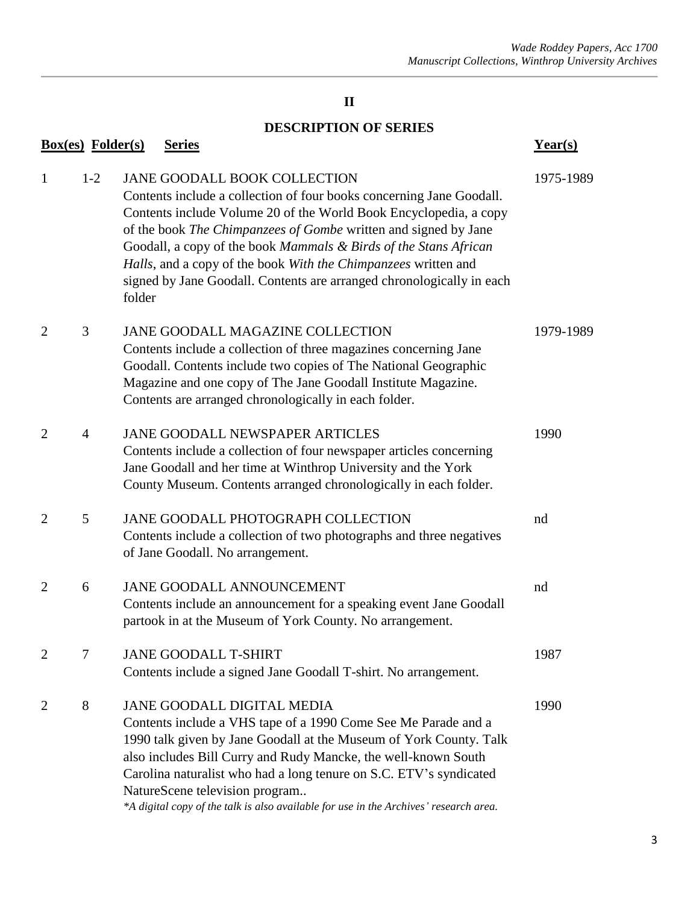## II

## DESCRIPTION OF SERIES

| Box(es) | Folder(s) | Series | Year(s) |
|---|---|---|---|
| 1 | 1-2 | JANE GOODALL BOOK COLLECTION<br>Contents include a collection of four books concerning Jane Goodall. Contents include Volume 20 of the World Book Encyclopedia, a copy of the book *The Chimpanzees of Gombe* written and signed by Jane Goodall, a copy of the book *Mammals & Birds of the Stans African Halls*, and a copy of the book *With the Chimpanzees* written and signed by Jane Goodall. Contents are arranged chronologically in each folder | 1975-1989 |
| 2 | 3 | JANE GOODALL MAGAZINE COLLECTION<br>Contents include a collection of three magazines concerning Jane Goodall. Contents include two copies of The National Geographic Magazine and one copy of The Jane Goodall Institute Magazine. Contents are arranged chronologically in each folder. | 1979-1989 |
| 2 | 4 | JANE GOODALL NEWSPAPER ARTICLES<br>Contents include a collection of four newspaper articles concerning Jane Goodall and her time at Winthrop University and the York County Museum. Contents arranged chronologically in each folder. | 1990 |
| 2 | 5 | JANE GOODALL PHOTOGRAPH COLLECTION<br>Contents include a collection of two photographs and three negatives of Jane Goodall. No arrangement. | nd |
| 2 | 6 | JANE GOODALL ANNOUNCEMENT<br>Contents include an announcement for a speaking event Jane Goodall partook in at the Museum of York County. No arrangement. | nd |
| 2 | 7 | JANE GOODALL T-SHIRT<br>Contents include a signed Jane Goodall T-shirt. No arrangement. | 1987 |
| 2 | 8 | JANE GOODALL DIGITAL MEDIA<br>Contents include a VHS tape of a 1990 Come See Me Parade and a 1990 talk given by Jane Goodall at the Museum of York County. Talk also includes Bill Curry and Rudy Mancke, the well-known South Carolina naturalist who had a long tenure on S.C. ETV's syndicated NatureScene television program..<br>*\*A digital copy of the talk is also available for use in the Archives' research area.* | 1990 |